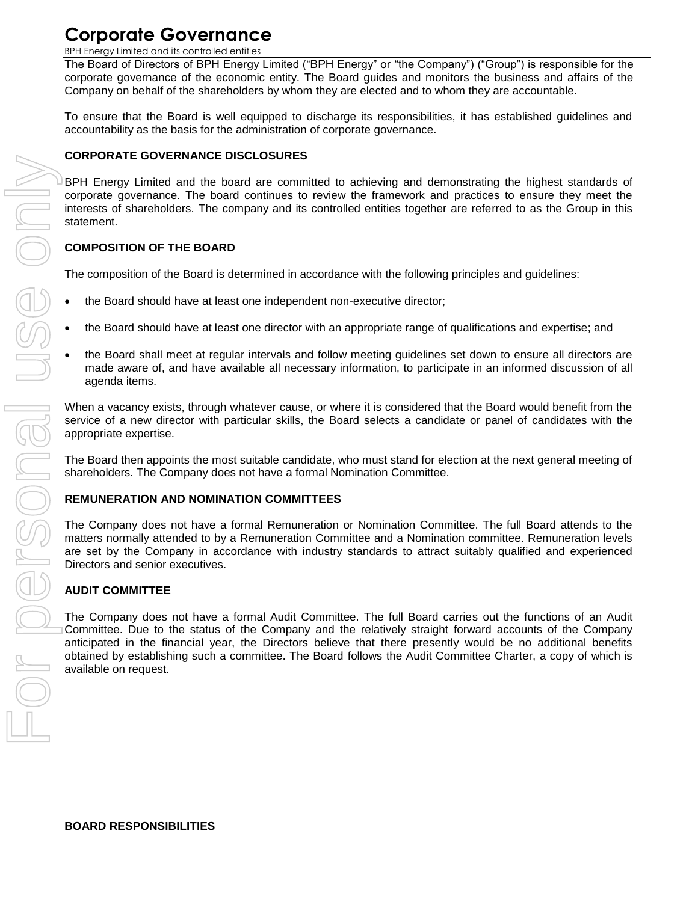# Corporate Governance

BPH Energy Limited and its controlled entities

The Board of Directors of BPH Energy Limited (“BPH Energy” or “the Company”) (“Group”) is responsible for the corporate governance of the economic entity. The Board guides and monitors the business and affairs of the Company on behalf of the shareholders by whom they are elected and to whom they are accountable.

To ensure that the Board is well equipped to discharge its responsibilities, it has established guidelines and accountability as the basis for the administration of corporate governance.

**CORPORATE GOVERNANCE DISCLOSURES**

BPH Energy Limited and the board are committed to achieving and demonstrating the highest standards of corporate governance. The board continues to review the framework and practices to ensure they meet the interests of shareholders. The company and its controlled entities together are referred to as the Group in this statement.

**COMPOSITION OF THE BOARD**

The composition of the Board is determined in accordance with the following principles and guidelines:

- the Board should have at least one independent non-executive director;
- the Board should have at least one director with an appropriate range of qualifications and expertise; and
- the Board shall meet at regular intervals and follow meeting guidelines set down to ensure all directors are made aware of, and have available all necessary information, to participate in an informed discussion of all agenda items.

When a vacancy exists, through whatever cause, or where it is considered that the Board would benefit from the service of a new director with particular skills, the Board selects a candidate or panel of candidates with the appropriate expertise.

The Board then appoints the most suitable candidate, who must stand for election at the next general meeting of shareholders. The Company does not have a formal Nomination Committee.

**REMUNERATION AND NOMINATION COMMITTEES**

The Company does not have a formal Remuneration or Nomination Committee. The full Board attends to the matters normally attended to by a Remuneration Committee and a Nomination committee. Remuneration levels are set by the Company in accordance with industry standards to attract suitably qualified and experienced Directors and senior executives.

**AUDIT COMMITTEE**

The Company does not have a formal Audit Committee. The full Board carries out the functions of an Audit Committee. Due to the status of the Company and the relatively straight forward accounts of the Company anticipated in the financial year, the Directors believe that there presently would be no additional benefits obtained by establishing such a committee. The Board follows the Audit Committee Charter, a copy of which is available on request.

**BOARD RESPONSIBILITIES**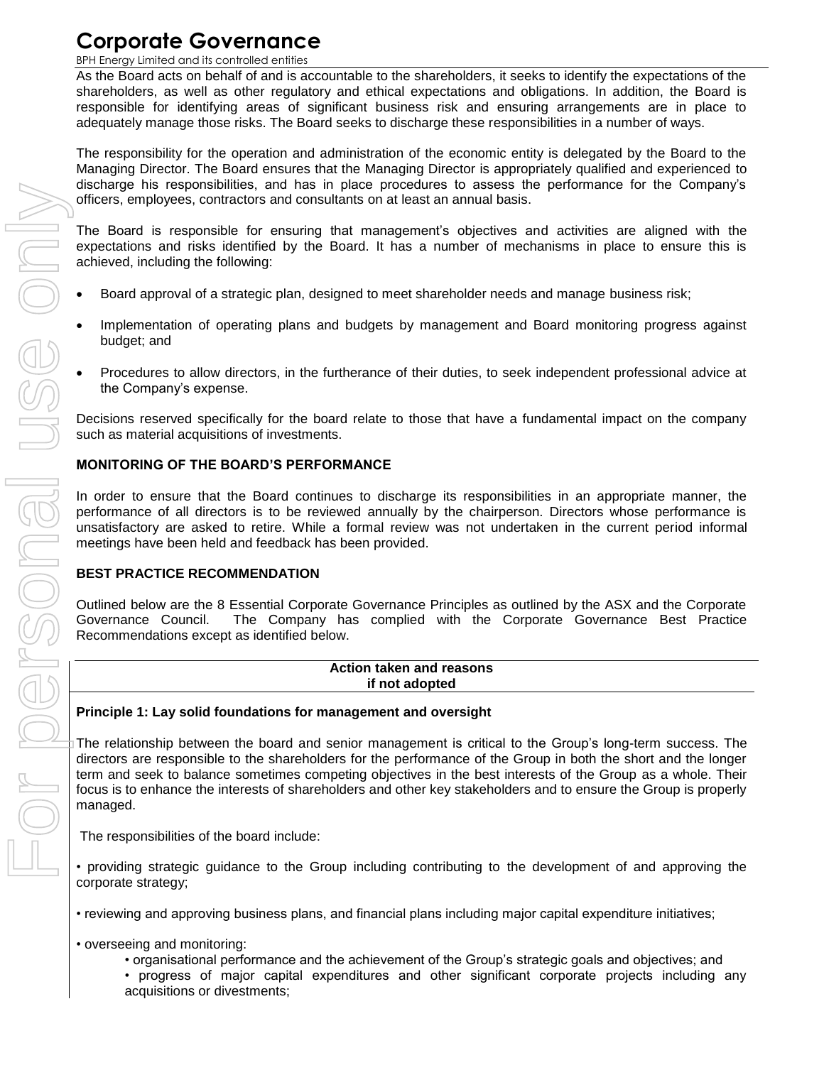# Corporate Governance

BPH Energy Limited and its controlled entities

As the Board acts on behalf of and is accountable to the shareholders, it seeks to identify the expectations of the shareholders, as well as other regulatory and ethical expectations and obligations. In addition, the Board is responsible for identifying areas of significant business risk and ensuring arrangements are in place to adequately manage those risks. The Board seeks to discharge these responsibilities in a number of ways.

The responsibility for the operation and administration of the economic entity is delegated by the Board to the Managing Director. The Board ensures that the Managing Director is appropriately qualified and experienced to discharge his responsibilities, and has in place procedures to assess the performance for the Company's officers, employees, contractors and consultants on at least an annual basis.

The Board is responsible for ensuring that management's objectives and activities are aligned with the expectations and risks identified by the Board. It has a number of mechanisms in place to ensure this is achieved, including the following:

- Board approval of a strategic plan, designed to meet shareholder needs and manage business risk;
- Implementation of operating plans and budgets by management and Board monitoring progress against budget; and
- Procedures to allow directors, in the furtherance of their duties, to seek independent professional advice at the Company's expense.

Decisions reserved specifically for the board relate to those that have a fundamental impact on the company such as material acquisitions of investments.

**MONITORING OF THE BOARD'S PERFORMANCE**

In order to ensure that the Board continues to discharge its responsibilities in an appropriate manner, the performance of all directors is to be reviewed annually by the chairperson. Directors whose performance is unsatisfactory are asked to retire. While a formal review was not undertaken in the current period informal meetings have been held and feedback has been provided.

**BEST PRACTICE RECOMMENDATION**

Outlined below are the 8 Essential Corporate Governance Principles as outlined by the ASX and the Corporate Governance Council. The Company has complied with the Corporate Governance Best Practice Recommendations except as identified below.

| Action taken and reasons if not adopted |
|---|

**Principle 1: Lay solid foundations for management and oversight**

The relationship between the board and senior management is critical to the Group's long-term success. The directors are responsible to the shareholders for the performance of the Group in both the short and the longer term and seek to balance sometimes competing objectives in the best interests of the Group as a whole. Their focus is to enhance the interests of shareholders and other key stakeholders and to ensure the Group is properly managed.

The responsibilities of the board include:

- providing strategic guidance to the Group including contributing to the development of and approving the corporate strategy;
- reviewing and approving business plans, and financial plans including major capital expenditure initiatives;
- overseeing and monitoring:
  - organisational performance and the achievement of the Group's strategic goals and objectives; and
  - progress of major capital expenditures and other significant corporate projects including any acquisitions or divestments;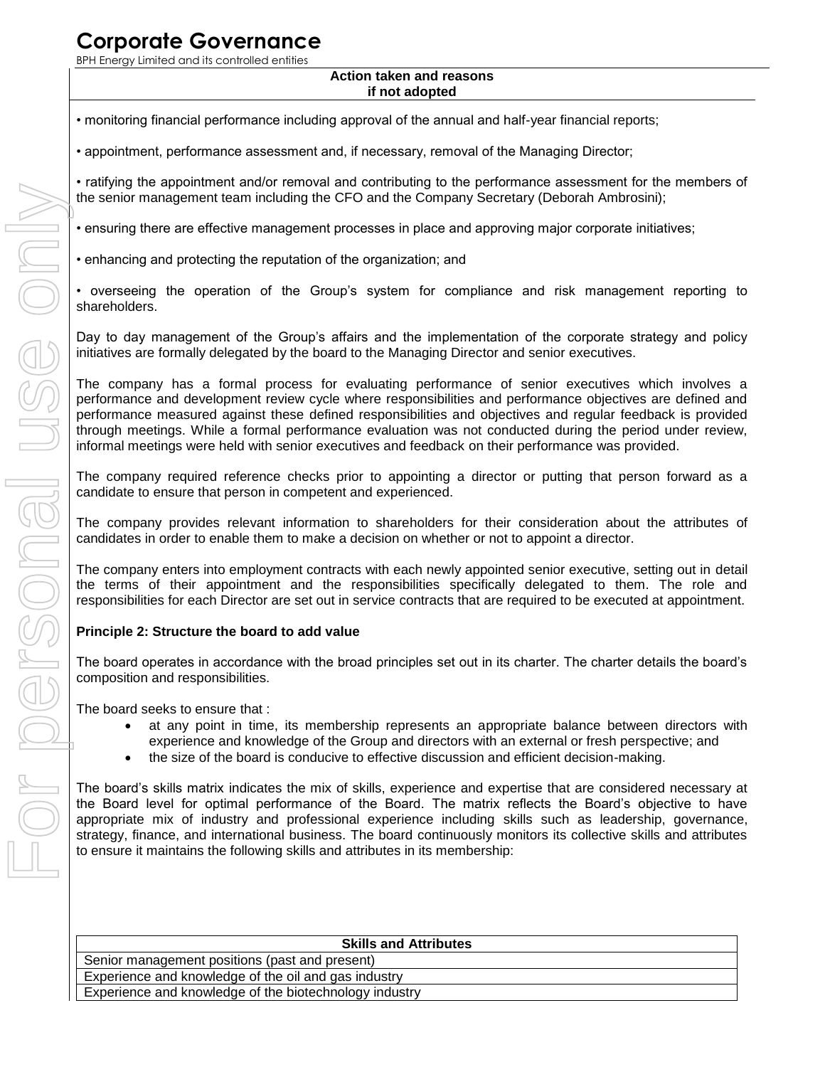**Action taken and reasons if not adopted**

- monitoring financial performance including approval of the annual and half-year financial reports;
- appointment, performance assessment and, if necessary, removal of the Managing Director;
- ratifying the appointment and/or removal and contributing to the performance assessment for the members of the senior management team including the CFO and the Company Secretary (Deborah Ambrosini);
- ensuring there are effective management processes in place and approving major corporate initiatives;
- enhancing and protecting the reputation of the organization; and
- overseeing the operation of the Group's system for compliance and risk management reporting to shareholders.

Day to day management of the Group's affairs and the implementation of the corporate strategy and policy initiatives are formally delegated by the board to the Managing Director and senior executives.

The company has a formal process for evaluating performance of senior executives which involves a performance and development review cycle where responsibilities and performance objectives are defined and performance measured against these defined responsibilities and objectives and regular feedback is provided through meetings. While a formal performance evaluation was not conducted during the period under review, informal meetings were held with senior executives and feedback on their performance was provided.

The company required reference checks prior to appointing a director or putting that person forward as a candidate to ensure that person in competent and experienced.

The company provides relevant information to shareholders for their consideration about the attributes of candidates in order to enable them to make a decision on whether or not to appoint a director.

The company enters into employment contracts with each newly appointed senior executive, setting out in detail the terms of their appointment and the responsibilities specifically delegated to them. The role and responsibilities for each Director are set out in service contracts that are required to be executed at appointment.

**Principle 2: Structure the board to add value**

The board operates in accordance with the broad principles set out in its charter. The charter details the board's composition and responsibilities.

The board seeks to ensure that :

- at any point in time, its membership represents an appropriate balance between directors with experience and knowledge of the Group and directors with an external or fresh perspective; and
- the size of the board is conducive to effective discussion and efficient decision-making.

The board's skills matrix indicates the mix of skills, experience and expertise that are considered necessary at the Board level for optimal performance of the Board. The matrix reflects the Board's objective to have appropriate mix of industry and professional experience including skills such as leadership, governance, strategy, finance, and international business. The board continuously monitors its collective skills and attributes to ensure it maintains the following skills and attributes in its membership:

| Skills and Attributes |
|---|
| Senior management positions (past and present) |
| Experience and knowledge of the oil and gas industry |
| Experience and knowledge of the biotechnology industry |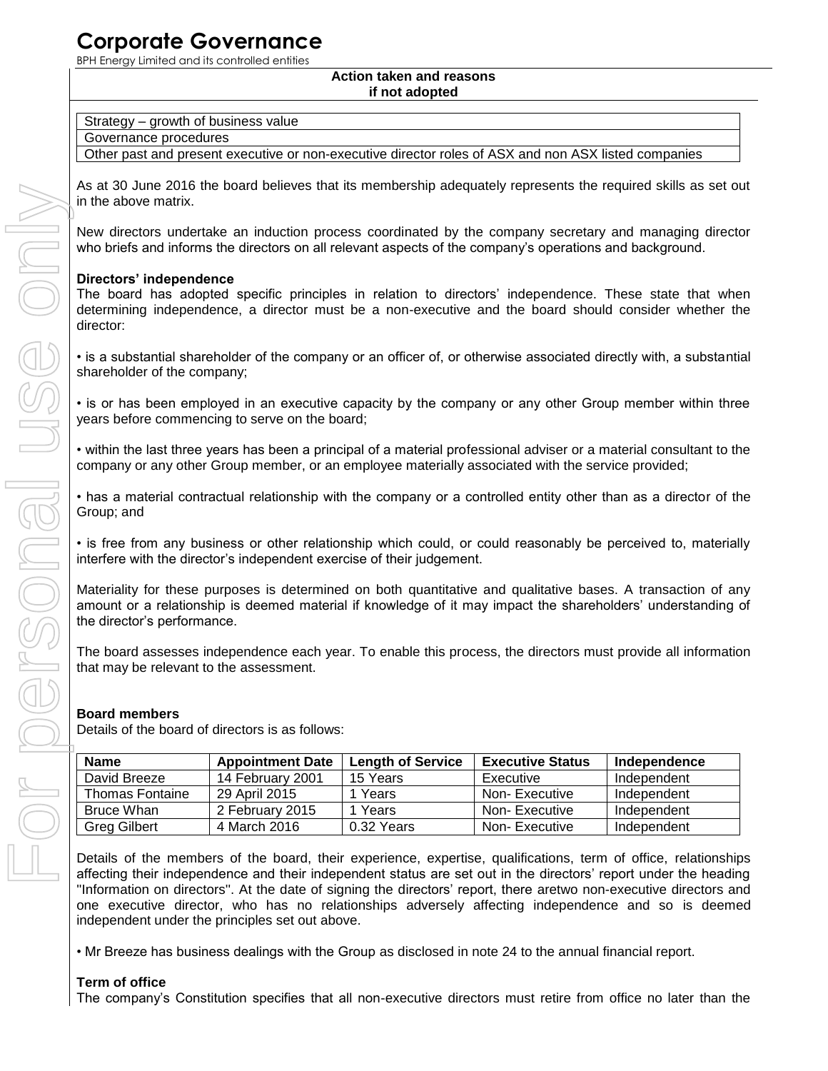**Action taken and reasons if not adopted**

| Strategy – growth of business value |
|---|
| Governance procedures |
| Other past and present executive or non-executive director roles of ASX and non ASX listed companies |

As at 30 June 2016 the board believes that its membership adequately represents the required skills as set out in the above matrix.

New directors undertake an induction process coordinated by the company secretary and managing director who briefs and informs the directors on all relevant aspects of the company's operations and background.

**Directors' independence**

The board has adopted specific principles in relation to directors' independence. These state that when determining independence, a director must be a non-executive and the board should consider whether the director:

• is a substantial shareholder of the company or an officer of, or otherwise associated directly with, a substantial shareholder of the company;

• is or has been employed in an executive capacity by the company or any other Group member within three years before commencing to serve on the board;

• within the last three years has been a principal of a material professional adviser or a material consultant to the company or any other Group member, or an employee materially associated with the service provided;

• has a material contractual relationship with the company or a controlled entity other than as a director of the Group; and

• is free from any business or other relationship which could, or could reasonably be perceived to, materially interfere with the director's independent exercise of their judgement.

Materiality for these purposes is determined on both quantitative and qualitative bases. A transaction of any amount or a relationship is deemed material if knowledge of it may impact the shareholders' understanding of the director's performance.

The board assesses independence each year. To enable this process, the directors must provide all information that may be relevant to the assessment.

**Board members**

Details of the board of directors is as follows:

| Name | Appointment Date | Length of Service | Executive Status | Independence |
|---|---|---|---|---|
| David Breeze | 14 February 2001 | 15 Years | Executive | Independent |
| Thomas Fontaine | 29 April 2015 | 1 Years | Non- Executive | Independent |
| Bruce Whan | 2 February 2015 | 1 Years | Non- Executive | Independent |
| Greg Gilbert | 4 March 2016 | 0.32 Years | Non- Executive | Independent |

Details of the members of the board, their experience, expertise, qualifications, term of office, relationships affecting their independence and their independent status are set out in the directors' report under the heading "Information on directors". At the date of signing the directors' report, there aretwo non-executive directors and one executive director, who has no relationships adversely affecting independence and so is deemed independent under the principles set out above.

• Mr Breeze has business dealings with the Group as disclosed in note 24 to the annual financial report.

**Term of office**

The company's Constitution specifies that all non-executive directors must retire from office no later than the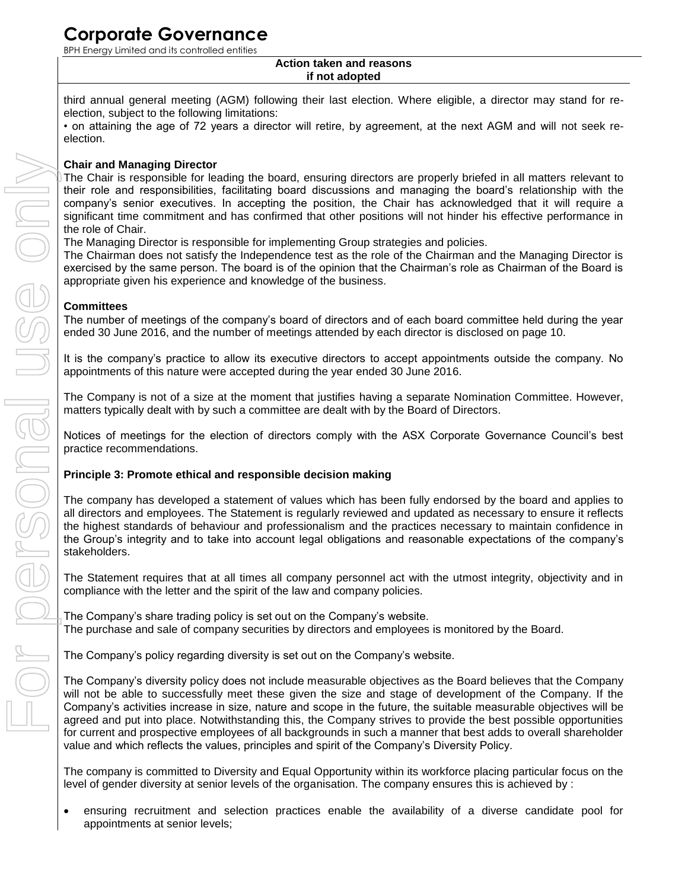**Action taken and reasons if not adopted**

third annual general meeting (AGM) following their last election. Where eligible, a director may stand for re-election, subject to the following limitations:

• on attaining the age of 72 years a director will retire, by agreement, at the next AGM and will not seek re-election.

**Chair and Managing Director**

The Chair is responsible for leading the board, ensuring directors are properly briefed in all matters relevant to their role and responsibilities, facilitating board discussions and managing the board's relationship with the company's senior executives. In accepting the position, the Chair has acknowledged that it will require a significant time commitment and has confirmed that other positions will not hinder his effective performance in the role of Chair.

The Managing Director is responsible for implementing Group strategies and policies.

The Chairman does not satisfy the Independence test as the role of the Chairman and the Managing Director is exercised by the same person. The board is of the opinion that the Chairman's role as Chairman of the Board is appropriate given his experience and knowledge of the business.

**Committees**

The number of meetings of the company's board of directors and of each board committee held during the year ended 30 June 2016, and the number of meetings attended by each director is disclosed on page 10.

It is the company's practice to allow its executive directors to accept appointments outside the company. No appointments of this nature were accepted during the year ended 30 June 2016.

The Company is not of a size at the moment that justifies having a separate Nomination Committee. However, matters typically dealt with by such a committee are dealt with by the Board of Directors.

Notices of meetings for the election of directors comply with the ASX Corporate Governance Council's best practice recommendations.

**Principle 3: Promote ethical and responsible decision making**

The company has developed a statement of values which has been fully endorsed by the board and applies to all directors and employees. The Statement is regularly reviewed and updated as necessary to ensure it reflects the highest standards of behaviour and professionalism and the practices necessary to maintain confidence in the Group's integrity and to take into account legal obligations and reasonable expectations of the company's stakeholders.

The Statement requires that at all times all company personnel act with the utmost integrity, objectivity and in compliance with the letter and the spirit of the law and company policies.

The Company's share trading policy is set out on the Company's website.
The purchase and sale of company securities by directors and employees is monitored by the Board.

The Company's policy regarding diversity is set out on the Company's website.

The Company's diversity policy does not include measurable objectives as the Board believes that the Company will not be able to successfully meet these given the size and stage of development of the Company. If the Company's activities increase in size, nature and scope in the future, the suitable measurable objectives will be agreed and put into place. Notwithstanding this, the Company strives to provide the best possible opportunities for current and prospective employees of all backgrounds in such a manner that best adds to overall shareholder value and which reflects the values, principles and spirit of the Company's Diversity Policy.

The company is committed to Diversity and Equal Opportunity within its workforce placing particular focus on the level of gender diversity at senior levels of the organisation. The company ensures this is achieved by :

- ensuring recruitment and selection practices enable the availability of a diverse candidate pool for appointments at senior levels;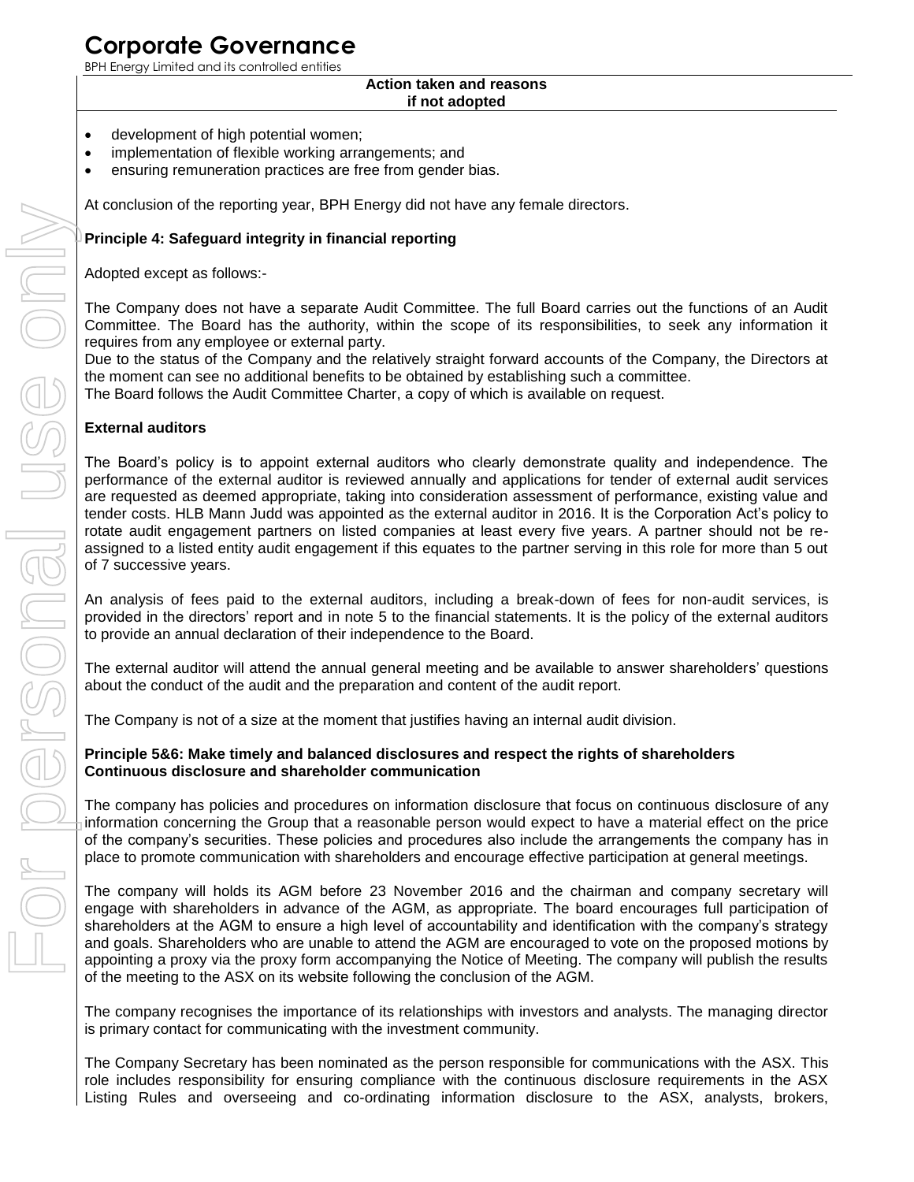**Action taken and reasons if not adopted**

- development of high potential women;
- implementation of flexible working arrangements; and
- ensuring remuneration practices are free from gender bias.

At conclusion of the reporting year, BPH Energy did not have any female directors.

**Principle 4: Safeguard integrity in financial reporting**

Adopted except as follows:-

The Company does not have a separate Audit Committee. The full Board carries out the functions of an Audit Committee. The Board has the authority, within the scope of its responsibilities, to seek any information it requires from any employee or external party.
Due to the status of the Company and the relatively straight forward accounts of the Company, the Directors at the moment can see no additional benefits to be obtained by establishing such a committee.
The Board follows the Audit Committee Charter, a copy of which is available on request.

**External auditors**

The Board's policy is to appoint external auditors who clearly demonstrate quality and independence. The performance of the external auditor is reviewed annually and applications for tender of external audit services are requested as deemed appropriate, taking into consideration assessment of performance, existing value and tender costs. HLB Mann Judd was appointed as the external auditor in 2016. It is the Corporation Act's policy to rotate audit engagement partners on listed companies at least every five years. A partner should not be re-assigned to a listed entity audit engagement if this equates to the partner serving in this role for more than 5 out of 7 successive years.

An analysis of fees paid to the external auditors, including a break-down of fees for non-audit services, is provided in the directors' report and in note 5 to the financial statements. It is the policy of the external auditors to provide an annual declaration of their independence to the Board.

The external auditor will attend the annual general meeting and be available to answer shareholders' questions about the conduct of the audit and the preparation and content of the audit report.

The Company is not of a size at the moment that justifies having an internal audit division.

**Principle 5&6: Make timely and balanced disclosures and respect the rights of shareholders**
**Continuous disclosure and shareholder communication**

The company has policies and procedures on information disclosure that focus on continuous disclosure of any information concerning the Group that a reasonable person would expect to have a material effect on the price of the company's securities. These policies and procedures also include the arrangements the company has in place to promote communication with shareholders and encourage effective participation at general meetings.

The company will holds its AGM before 23 November 2016 and the chairman and company secretary will engage with shareholders in advance of the AGM, as appropriate. The board encourages full participation of shareholders at the AGM to ensure a high level of accountability and identification with the company's strategy and goals. Shareholders who are unable to attend the AGM are encouraged to vote on the proposed motions by appointing a proxy via the proxy form accompanying the Notice of Meeting. The company will publish the results of the meeting to the ASX on its website following the conclusion of the AGM.

The company recognises the importance of its relationships with investors and analysts. The managing director is primary contact for communicating with the investment community.

The Company Secretary has been nominated as the person responsible for communications with the ASX. This role includes responsibility for ensuring compliance with the continuous disclosure requirements in the ASX Listing Rules and overseeing and co-ordinating information disclosure to the ASX, analysts, brokers,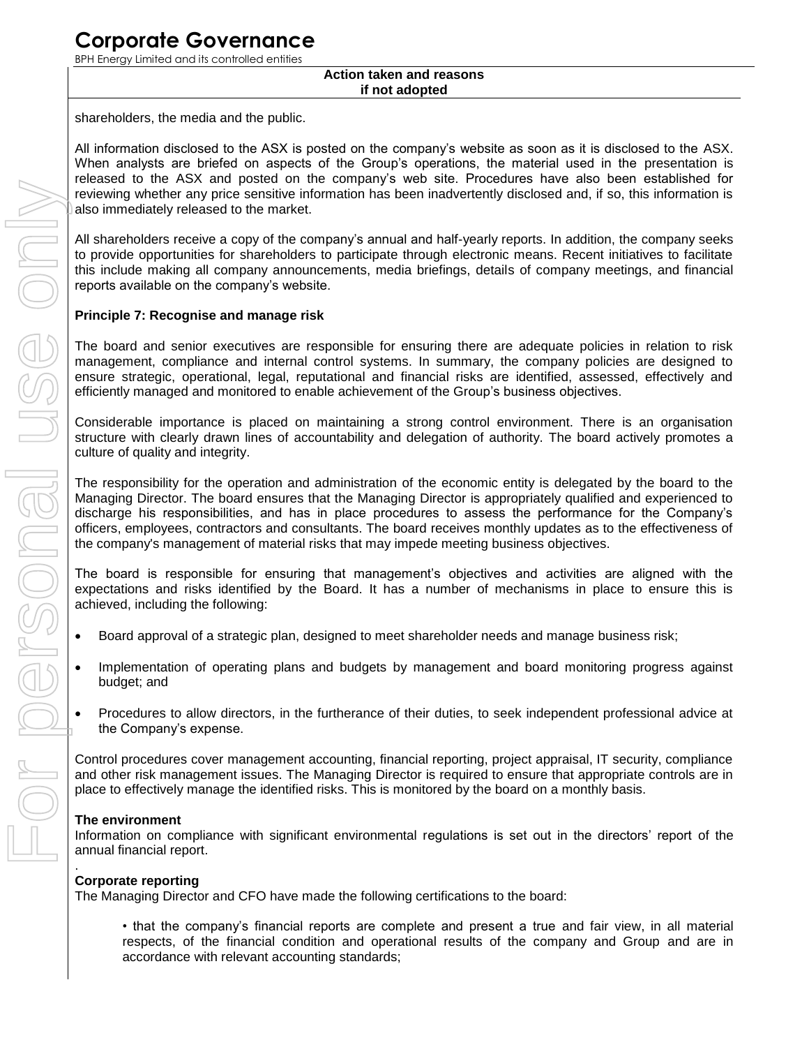shareholders, the media and the public.

All information disclosed to the ASX is posted on the company's website as soon as it is disclosed to the ASX. When analysts are briefed on aspects of the Group's operations, the material used in the presentation is released to the ASX and posted on the company's web site. Procedures have also been established for reviewing whether any price sensitive information has been inadvertently disclosed and, if so, this information is also immediately released to the market.

All shareholders receive a copy of the company's annual and half-yearly reports. In addition, the company seeks to provide opportunities for shareholders to participate through electronic means. Recent initiatives to facilitate this include making all company announcements, media briefings, details of company meetings, and financial reports available on the company's website.

**Principle 7: Recognise and manage risk**

The board and senior executives are responsible for ensuring there are adequate policies in relation to risk management, compliance and internal control systems. In summary, the company policies are designed to ensure strategic, operational, legal, reputational and financial risks are identified, assessed, effectively and efficiently managed and monitored to enable achievement of the Group's business objectives.

Considerable importance is placed on maintaining a strong control environment. There is an organisation structure with clearly drawn lines of accountability and delegation of authority. The board actively promotes a culture of quality and integrity.

The responsibility for the operation and administration of the economic entity is delegated by the board to the Managing Director. The board ensures that the Managing Director is appropriately qualified and experienced to discharge his responsibilities, and has in place procedures to assess the performance for the Company's officers, employees, contractors and consultants. The board receives monthly updates as to the effectiveness of the company's management of material risks that may impede meeting business objectives.

The board is responsible for ensuring that management's objectives and activities are aligned with the expectations and risks identified by the Board. It has a number of mechanisms in place to ensure this is achieved, including the following:

- Board approval of a strategic plan, designed to meet shareholder needs and manage business risk;
- Implementation of operating plans and budgets by management and board monitoring progress against budget; and
- Procedures to allow directors, in the furtherance of their duties, to seek independent professional advice at the Company's expense.

Control procedures cover management accounting, financial reporting, project appraisal, IT security, compliance and other risk management issues. The Managing Director is required to ensure that appropriate controls are in place to effectively manage the identified risks. This is monitored by the board on a monthly basis.

**The environment**

Information on compliance with significant environmental regulations is set out in the directors' report of the annual financial report.

**Corporate reporting**

The Managing Director and CFO have made the following certifications to the board:

- that the company's financial reports are complete and present a true and fair view, in all material respects, of the financial condition and operational results of the company and Group and are in accordance with relevant accounting standards;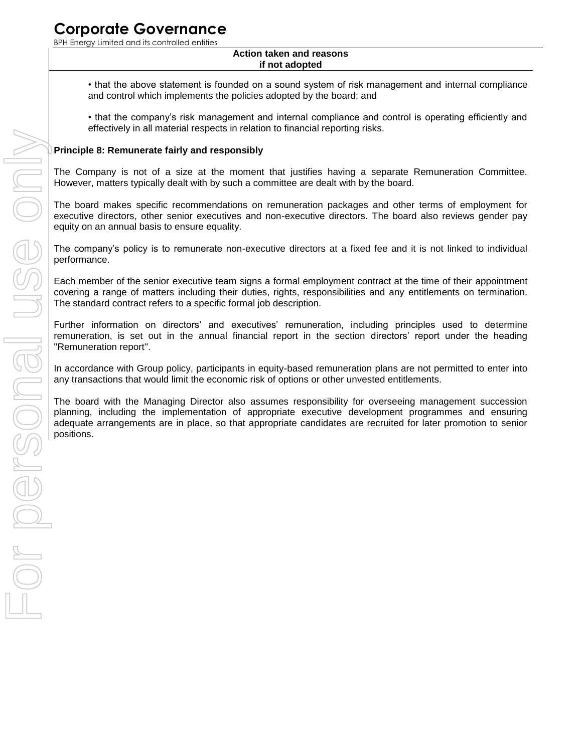**Action taken and reasons if not adopted**

- that the above statement is founded on a sound system of risk management and internal compliance and control which implements the policies adopted by the board; and

- that the company's risk management and internal compliance and control is operating efficiently and effectively in all material respects in relation to financial reporting risks.

**Principle 8: Remunerate fairly and responsibly**

The Company is not of a size at the moment that justifies having a separate Remuneration Committee. However, matters typically dealt with by such a committee are dealt with by the board.

The board makes specific recommendations on remuneration packages and other terms of employment for executive directors, other senior executives and non-executive directors. The board also reviews gender pay equity on an annual basis to ensure equality.

The company's policy is to remunerate non-executive directors at a fixed fee and it is not linked to individual performance.

Each member of the senior executive team signs a formal employment contract at the time of their appointment covering a range of matters including their duties, rights, responsibilities and any entitlements on termination. The standard contract refers to a specific formal job description.

Further information on directors' and executives' remuneration, including principles used to determine remuneration, is set out in the annual financial report in the section directors' report under the heading "Remuneration report".

In accordance with Group policy, participants in equity-based remuneration plans are not permitted to enter into any transactions that would limit the economic risk of options or other unvested entitlements.

The board with the Managing Director also assumes responsibility for overseeing management succession planning, including the implementation of appropriate executive development programmes and ensuring adequate arrangements are in place, so that appropriate candidates are recruited for later promotion to senior positions.